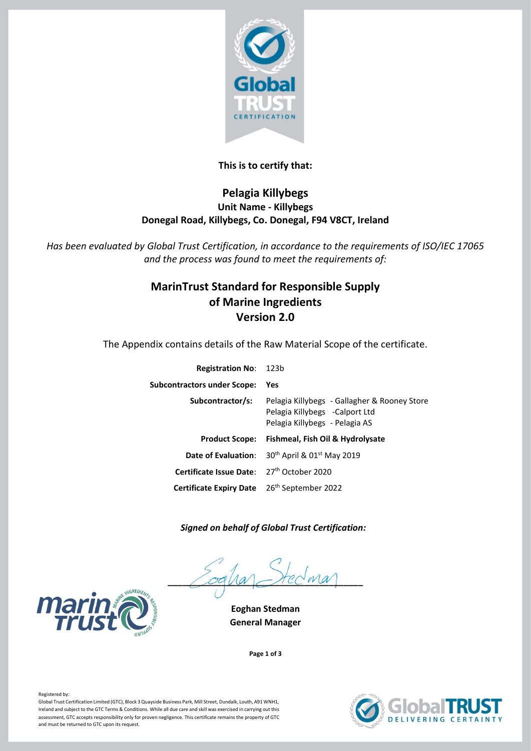**This is to certify that:**

## Pelagia Killybegs

**Unit Name - Killybegs**

**Donegal Road, Killybegs, Co. Donegal, F94 V8CT, Ireland**

*Has been evaluated by Global Trust Certification, in accordance to the requirements of ISO/IEC 17065 and the process was found to meet the requirements of:*

## MarinTrust Standard for Responsible Supply of Marine Ingredients Version 2.0

The Appendix contains details of the Raw Material Scope of the certificate.

| | |
|---|---|
| **Registration No**: | 123b |
| **Subcontractors under Scope:** | **Yes** |
| **Subcontractor/s:** | Pelagia Killybegs - Gallagher & Rooney Store<br>Pelagia Killybegs -Calport Ltd<br>Pelagia Killybegs - Pelagia AS |
| **Product Scope:** | **Fishmeal, Fish Oil & Hydrolysate** |
| **Date of Evaluation**: | 30th April & 01st May 2019 |
| **Certificate Issue Date**: | 27th October 2020 |
| **Certificate Expiry Date** | 26th September 2022 |

***Signed on behalf of Global Trust Certification:***

**Eoghan Stedman**
**General Manager**

Registered by:
Global Trust Certification Limited (GTC), Block 3 Quayside Business Park, Mill Street, Dundalk, Louth, A91 WNH1, Ireland and subject to the GTC Terms & Conditions. While all due care and skill was exercised in carrying out this assessment, GTC accepts responsibility only for proven negligence. This certificate remains the property of GTC and must be returned to GTC upon its request.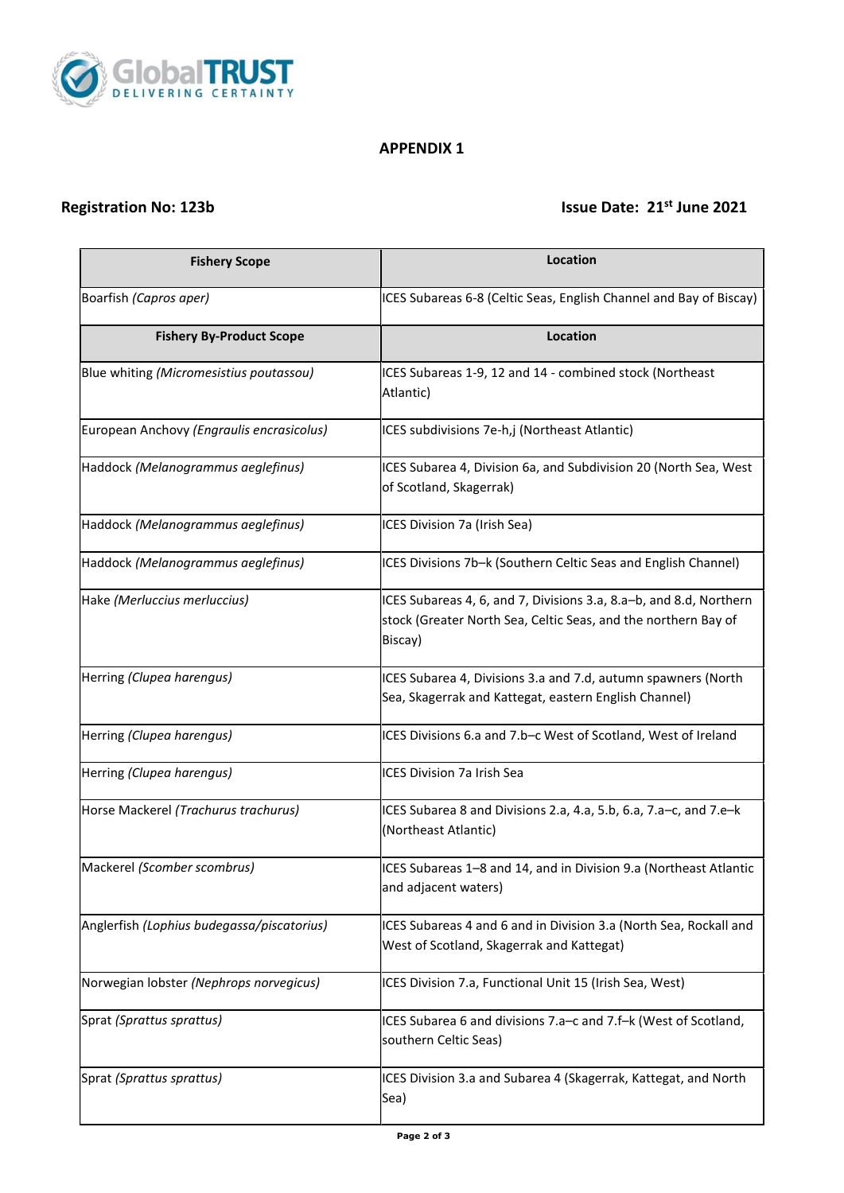## APPENDIX 1

**Registration No: 123b** **Issue Date: 21st June 2021**

| Fishery Scope | Location |
|---|---|
| Boarfish *(Capros aper)* | ICES Subareas 6-8 (Celtic Seas, English Channel and Bay of Biscay) |
| **Fishery By-Product Scope** | **Location** |
| Blue whiting *(Micromesistius poutassou)* | ICES Subareas 1-9, 12 and 14 - combined stock (Northeast Atlantic) |
| European Anchovy *(Engraulis encrasicolus)* | ICES subdivisions 7e-h,j (Northeast Atlantic) |
| Haddock *(Melanogrammus aeglefinus)* | ICES Subarea 4, Division 6a, and Subdivision 20 (North Sea, West of Scotland, Skagerrak) |
| Haddock *(Melanogrammus aeglefinus)* | ICES Division 7a (Irish Sea) |
| Haddock *(Melanogrammus aeglefinus)* | ICES Divisions 7b–k (Southern Celtic Seas and English Channel) |
| Hake *(Merluccius merluccius)* | ICES Subareas 4, 6, and 7, Divisions 3.a, 8.a–b, and 8.d, Northern stock (Greater North Sea, Celtic Seas, and the northern Bay of Biscay) |
| Herring *(Clupea harengus)* | ICES Subarea 4, Divisions 3.a and 7.d, autumn spawners (North Sea, Skagerrak and Kattegat, eastern English Channel) |
| Herring *(Clupea harengus)* | ICES Divisions 6.a and 7.b–c West of Scotland, West of Ireland |
| Herring *(Clupea harengus)* | ICES Division 7a Irish Sea |
| Horse Mackerel *(Trachurus trachurus)* | ICES Subarea 8 and Divisions 2.a, 4.a, 5.b, 6.a, 7.a–c, and 7.e–k (Northeast Atlantic) |
| Mackerel *(Scomber scombrus)* | ICES Subareas 1–8 and 14, and in Division 9.a (Northeast Atlantic and adjacent waters) |
| Anglerfish *(Lophius budegassa/piscatorius)* | ICES Subareas 4 and 6 and in Division 3.a (North Sea, Rockall and West of Scotland, Skagerrak and Kattegat) |
| Norwegian lobster *(Nephrops norvegicus)* | ICES Division 7.a, Functional Unit 15 (Irish Sea, West) |
| Sprat *(Sprattus sprattus)* | ICES Subarea 6 and divisions 7.a–c and 7.f–k (West of Scotland, southern Celtic Seas) |
| Sprat *(Sprattus sprattus)* | ICES Division 3.a and Subarea 4 (Skagerrak, Kattegat, and North Sea) |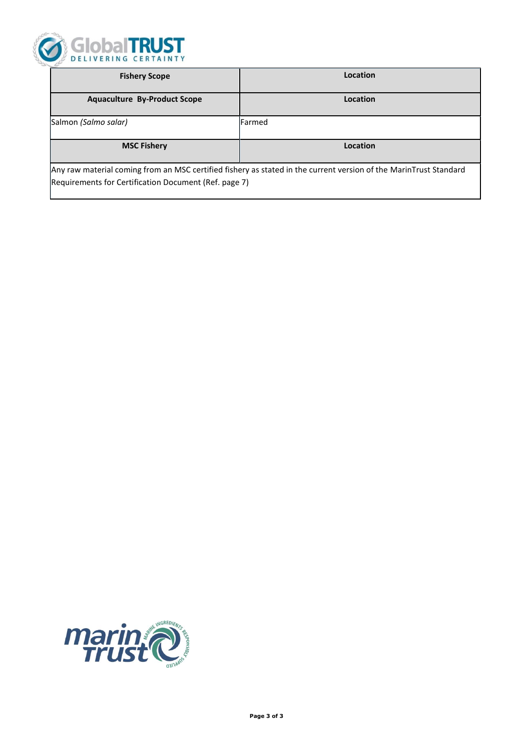| Fishery Scope | Location |
|---|---|
| **Aquaculture By-Product Scope** | **Location** |
| Salmon *(Salmo salar)* | Farmed |
| **MSC Fishery** | **Location** |
| Any raw material coming from an MSC certified fishery as stated in the current version of the MarinTrust Standard Requirements for Certification Document (Ref. page 7) | |